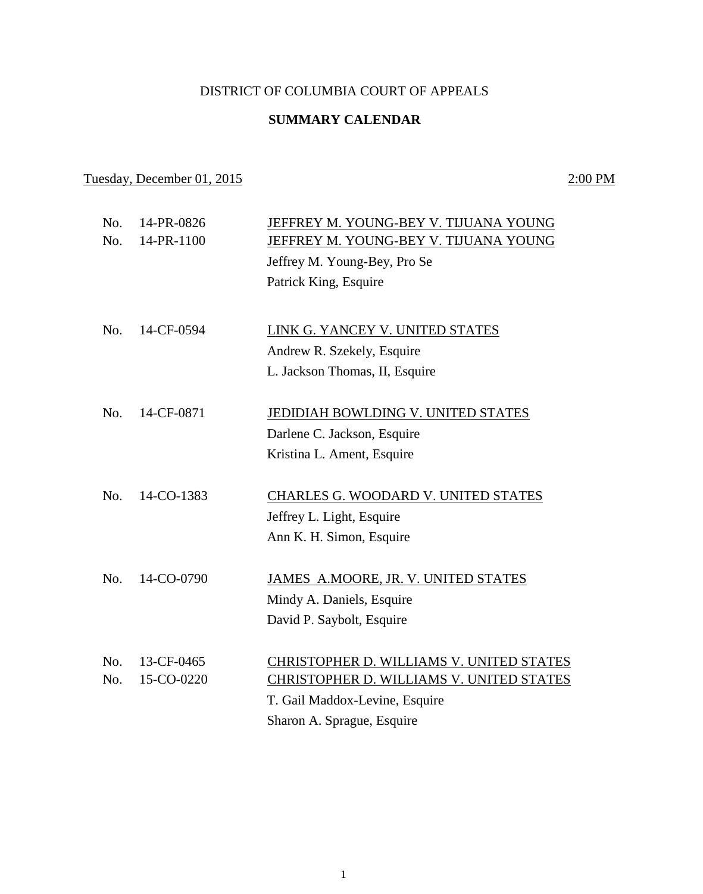DISTRICT OF COLUMBIA COURT OF APPEALS

**SUMMARY CALENDAR**

Tuesday, December 01, 2015 — 2:00 PM

No. 14-PR-0826 — JEFFREY M. YOUNG-BEY V. TIJUANA YOUNG
No. 14-PR-1100 — JEFFREY M. YOUNG-BEY V. TIJUANA YOUNG
Jeffrey M. Young-Bey, Pro Se
Patrick King, Esquire

No. 14-CF-0594 — LINK G. YANCEY V. UNITED STATES
Andrew R. Szekely, Esquire
L. Jackson Thomas, II, Esquire

No. 14-CF-0871 — JEDIDIAH BOWLDING V. UNITED STATES
Darlene C. Jackson, Esquire
Kristina L. Ament, Esquire

No. 14-CO-1383 — CHARLES G. WOODARD V. UNITED STATES
Jeffrey L. Light, Esquire
Ann K. H. Simon, Esquire

No. 14-CO-0790 — JAMES A.MOORE, JR. V. UNITED STATES
Mindy A. Daniels, Esquire
David P. Saybolt, Esquire

No. 13-CF-0465 — CHRISTOPHER D. WILLIAMS V. UNITED STATES
No. 15-CO-0220 — CHRISTOPHER D. WILLIAMS V. UNITED STATES
T. Gail Maddox-Levine, Esquire
Sharon A. Sprague, Esquire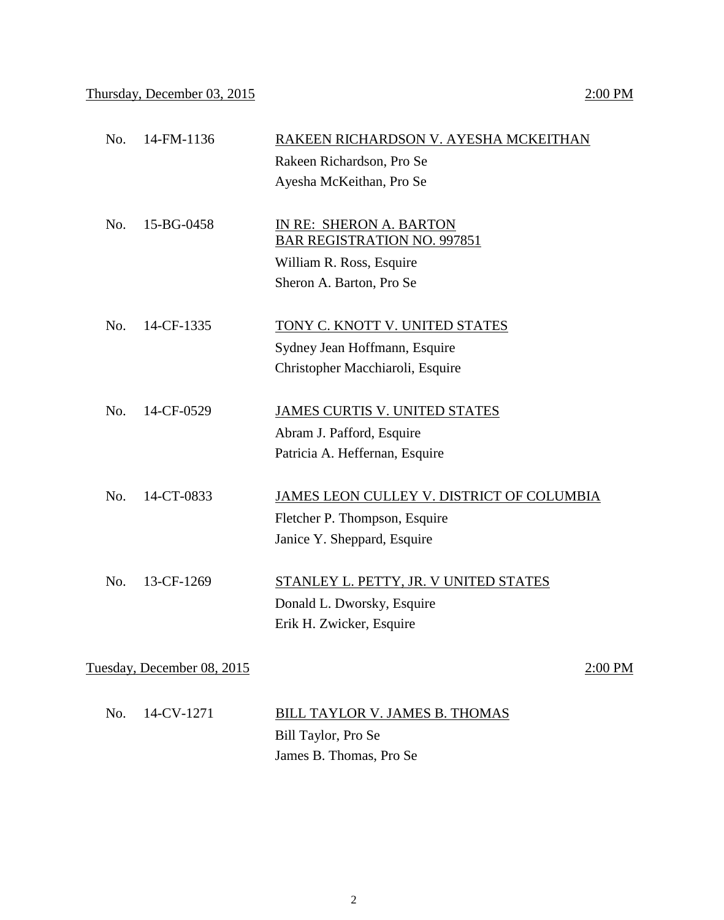Thursday, December 03, 2015 — 2:00 PM

No. 14-FM-1136 — RAKEEN RICHARDSON V. AYESHA MCKEITHAN
Rakeen Richardson, Pro Se
Ayesha McKeithan, Pro Se

No. 15-BG-0458 — IN RE: SHERON A. BARTON
BAR REGISTRATION NO. 997851
William R. Ross, Esquire
Sheron A. Barton, Pro Se

No. 14-CF-1335 — TONY C. KNOTT V. UNITED STATES
Sydney Jean Hoffmann, Esquire
Christopher Macchiaroli, Esquire

No. 14-CF-0529 — JAMES CURTIS V. UNITED STATES
Abram J. Pafford, Esquire
Patricia A. Heffernan, Esquire

No. 14-CT-0833 — JAMES LEON CULLEY V. DISTRICT OF COLUMBIA
Fletcher P. Thompson, Esquire
Janice Y. Sheppard, Esquire

No. 13-CF-1269 — STANLEY L. PETTY, JR. V UNITED STATES
Donald L. Dworsky, Esquire
Erik H. Zwicker, Esquire

Tuesday, December 08, 2015 — 2:00 PM

No. 14-CV-1271 — BILL TAYLOR V. JAMES B. THOMAS
Bill Taylor, Pro Se
James B. Thomas, Pro Se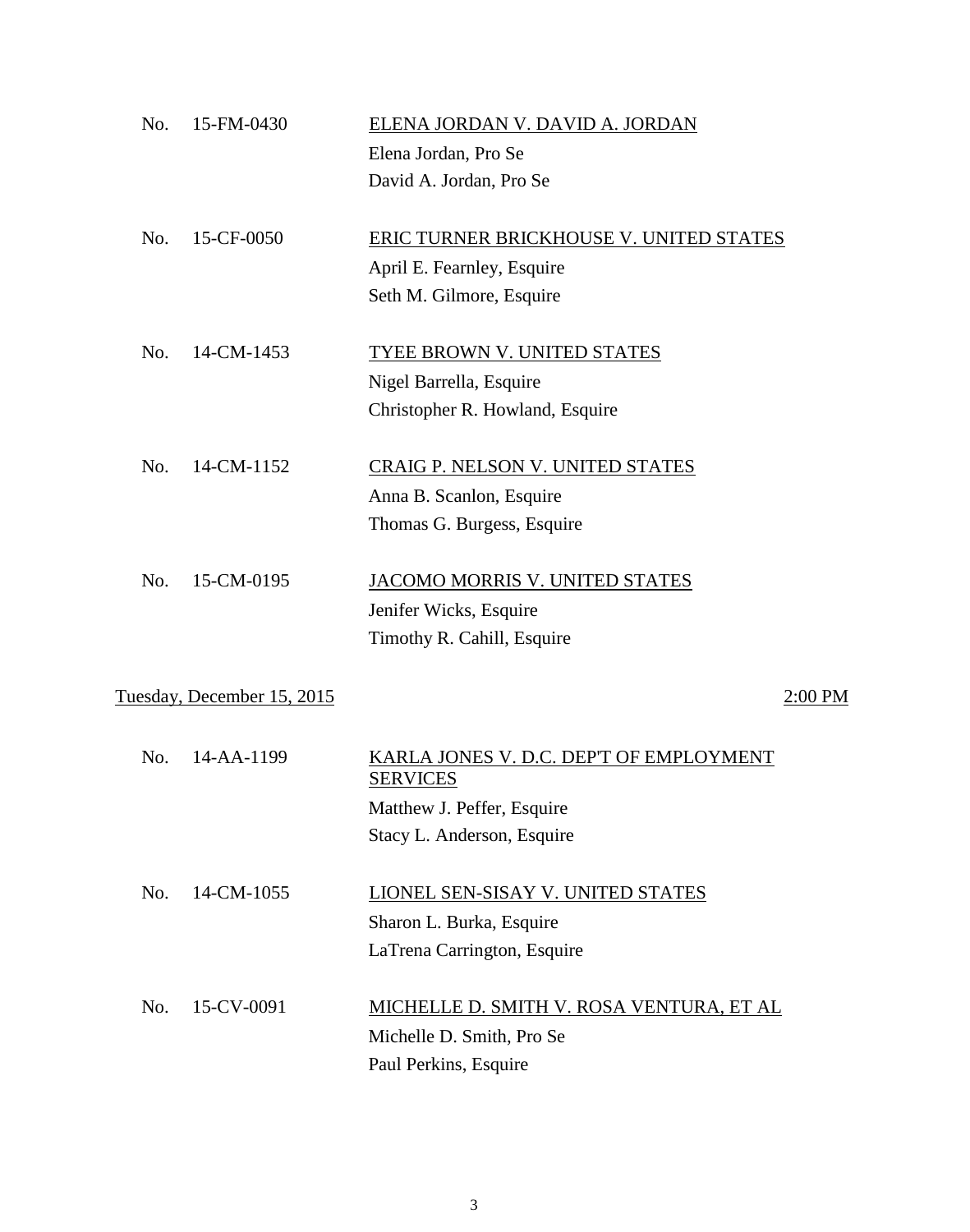No. 15-FM-0430 <u>ELENA JORDAN V. DAVID A. JORDAN</u>
Elena Jordan, Pro Se
David A. Jordan, Pro Se

No. 15-CF-0050 <u>ERIC TURNER BRICKHOUSE V. UNITED STATES</u>
April E. Fearnley, Esquire
Seth M. Gilmore, Esquire

No. 14-CM-1453 <u>TYEE BROWN V. UNITED STATES</u>
Nigel Barrella, Esquire
Christopher R. Howland, Esquire

No. 14-CM-1152 <u>CRAIG P. NELSON V. UNITED STATES</u>
Anna B. Scanlon, Esquire
Thomas G. Burgess, Esquire

No. 15-CM-0195 <u>JACOMO MORRIS V. UNITED STATES</u>
Jenifer Wicks, Esquire
Timothy R. Cahill, Esquire

<u>Tuesday, December 15, 2015</u> <u>2:00 PM</u>

No. 14-AA-1199 <u>KARLA JONES V. D.C. DEP'T OF EMPLOYMENT SERVICES</u>
Matthew J. Peffer, Esquire
Stacy L. Anderson, Esquire

No. 14-CM-1055 <u>LIONEL SEN-SISAY V. UNITED STATES</u>
Sharon L. Burka, Esquire
LaTrena Carrington, Esquire

No. 15-CV-0091 <u>MICHELLE D. SMITH V. ROSA VENTURA, ET AL</u>
Michelle D. Smith, Pro Se
Paul Perkins, Esquire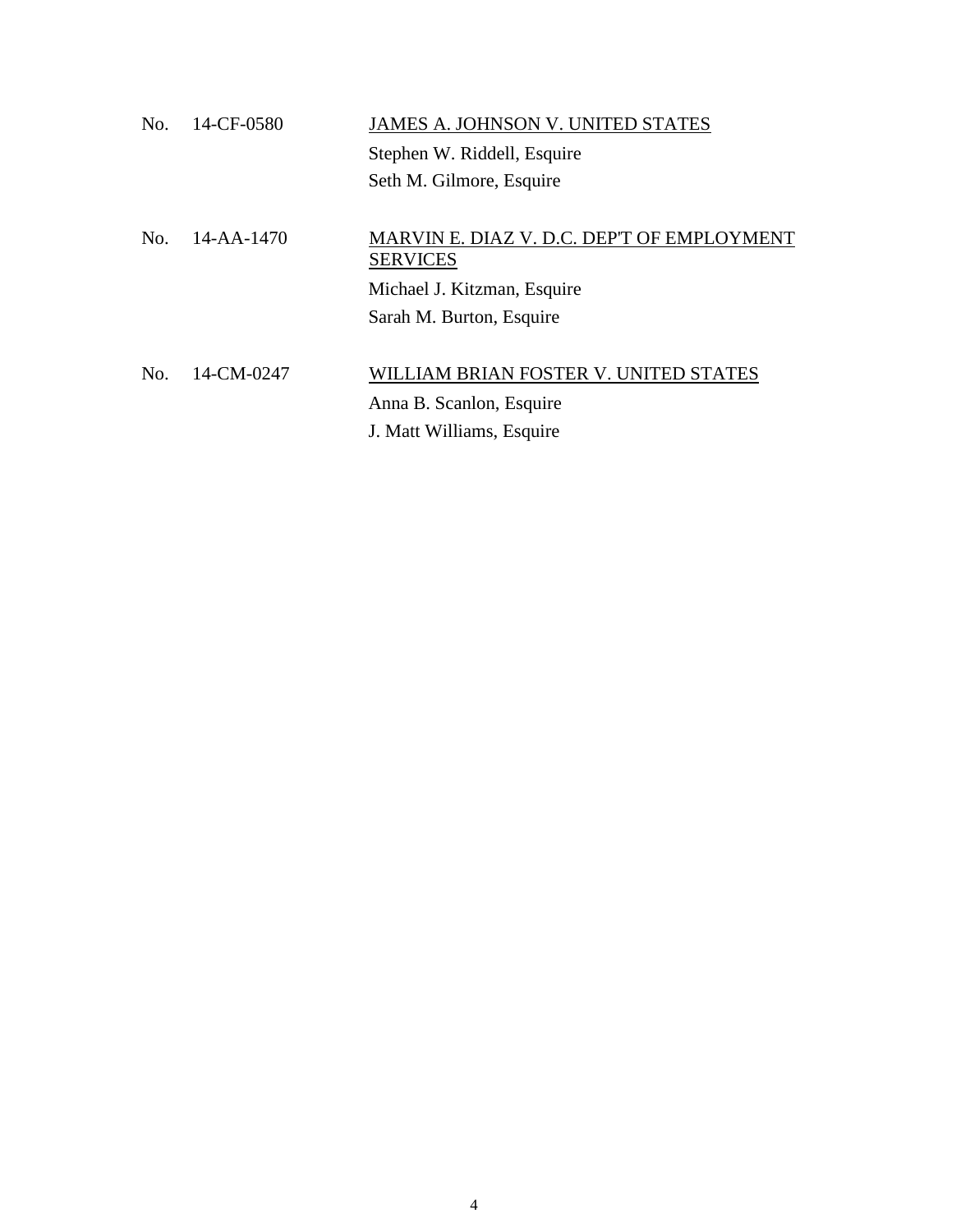No. 14-CF-0580 <u>JAMES A. JOHNSON V. UNITED STATES</u>

Stephen W. Riddell, Esquire

Seth M. Gilmore, Esquire

No. 14-AA-1470 <u>MARVIN E. DIAZ V. D.C. DEP'T OF EMPLOYMENT SERVICES</u>

Michael J. Kitzman, Esquire

Sarah M. Burton, Esquire

No. 14-CM-0247 <u>WILLIAM BRIAN FOSTER V. UNITED STATES</u>

Anna B. Scanlon, Esquire

J. Matt Williams, Esquire